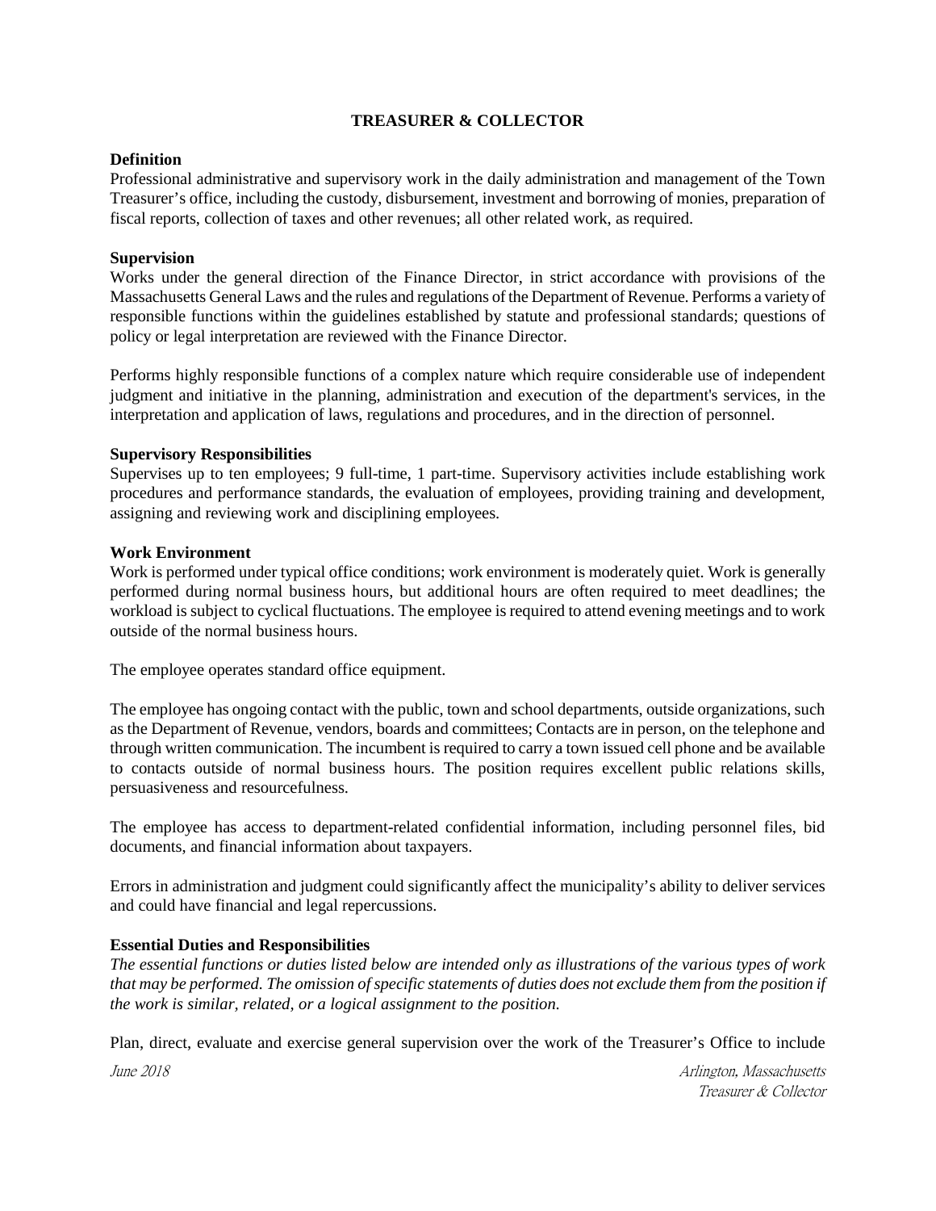# TREASURER & COLLECTOR

**Definition**

Professional administrative and supervisory work in the daily administration and management of the Town Treasurer's office, including the custody, disbursement, investment and borrowing of monies, preparation of fiscal reports, collection of taxes and other revenues; all other related work, as required.

**Supervision**

Works under the general direction of the Finance Director, in strict accordance with provisions of the Massachusetts General Laws and the rules and regulations of the Department of Revenue. Performs a variety of responsible functions within the guidelines established by statute and professional standards; questions of policy or legal interpretation are reviewed with the Finance Director.

Performs highly responsible functions of a complex nature which require considerable use of independent judgment and initiative in the planning, administration and execution of the department's services, in the interpretation and application of laws, regulations and procedures, and in the direction of personnel.

**Supervisory Responsibilities**

Supervises up to ten employees; 9 full-time, 1 part-time. Supervisory activities include establishing work procedures and performance standards, the evaluation of employees, providing training and development, assigning and reviewing work and disciplining employees.

**Work Environment**

Work is performed under typical office conditions; work environment is moderately quiet. Work is generally performed during normal business hours, but additional hours are often required to meet deadlines; the workload is subject to cyclical fluctuations. The employee is required to attend evening meetings and to work outside of the normal business hours.

The employee operates standard office equipment.

The employee has ongoing contact with the public, town and school departments, outside organizations, such as the Department of Revenue, vendors, boards and committees; Contacts are in person, on the telephone and through written communication. The incumbent is required to carry a town issued cell phone and be available to contacts outside of normal business hours. The position requires excellent public relations skills, persuasiveness and resourcefulness.

The employee has access to department-related confidential information, including personnel files, bid documents, and financial information about taxpayers.

Errors in administration and judgment could significantly affect the municipality's ability to deliver services and could have financial and legal repercussions.

**Essential Duties and Responsibilities**

*The essential functions or duties listed below are intended only as illustrations of the various types of work that may be performed. The omission of specific statements of duties does not exclude them from the position if the work is similar, related, or a logical assignment to the position.*

Plan, direct, evaluate and exercise general supervision over the work of the Treasurer's Office to include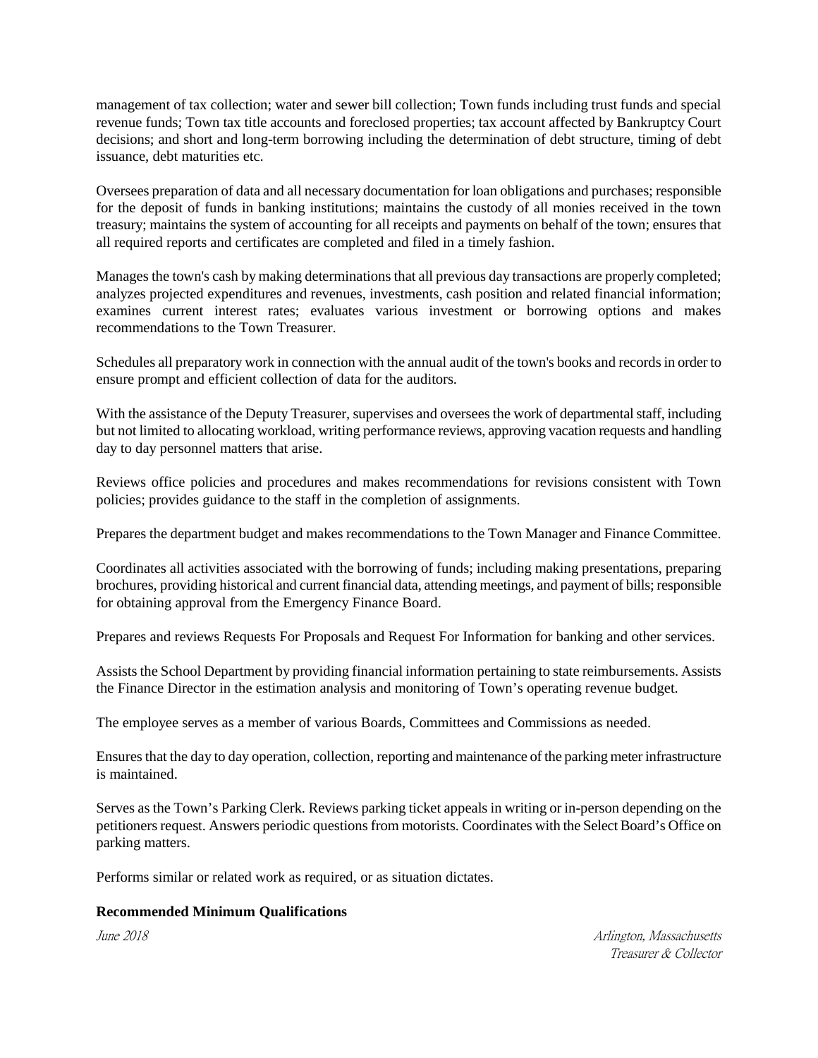management of tax collection; water and sewer bill collection; Town funds including trust funds and special revenue funds; Town tax title accounts and foreclosed properties; tax account affected by Bankruptcy Court decisions; and short and long-term borrowing including the determination of debt structure, timing of debt issuance, debt maturities etc.

Oversees preparation of data and all necessary documentation for loan obligations and purchases; responsible for the deposit of funds in banking institutions; maintains the custody of all monies received in the town treasury; maintains the system of accounting for all receipts and payments on behalf of the town; ensures that all required reports and certificates are completed and filed in a timely fashion.

Manages the town's cash by making determinations that all previous day transactions are properly completed; analyzes projected expenditures and revenues, investments, cash position and related financial information; examines current interest rates; evaluates various investment or borrowing options and makes recommendations to the Town Treasurer.

Schedules all preparatory work in connection with the annual audit of the town's books and records in order to ensure prompt and efficient collection of data for the auditors.

With the assistance of the Deputy Treasurer, supervises and oversees the work of departmental staff, including but not limited to allocating workload, writing performance reviews, approving vacation requests and handling day to day personnel matters that arise.

Reviews office policies and procedures and makes recommendations for revisions consistent with Town policies; provides guidance to the staff in the completion of assignments.

Prepares the department budget and makes recommendations to the Town Manager and Finance Committee.

Coordinates all activities associated with the borrowing of funds; including making presentations, preparing brochures, providing historical and current financial data, attending meetings, and payment of bills; responsible for obtaining approval from the Emergency Finance Board.

Prepares and reviews Requests For Proposals and Request For Information for banking and other services.

Assists the School Department by providing financial information pertaining to state reimbursements. Assists the Finance Director in the estimation analysis and monitoring of Town's operating revenue budget.

The employee serves as a member of various Boards, Committees and Commissions as needed.

Ensures that the day to day operation, collection, reporting and maintenance of the parking meter infrastructure is maintained.

Serves as the Town's Parking Clerk. Reviews parking ticket appeals in writing or in-person depending on the petitioners request. Answers periodic questions from motorists. Coordinates with the Select Board's Office on parking matters.

Performs similar or related work as required, or as situation dictates.

**Recommended Minimum Qualifications**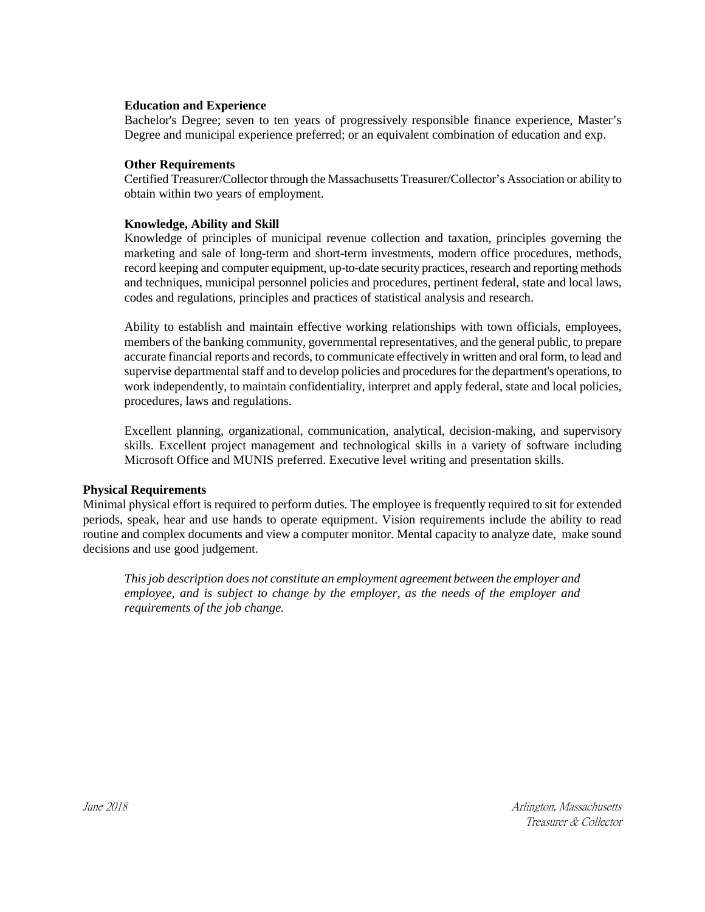**Education and Experience**
Bachelor's Degree; seven to ten years of progressively responsible finance experience, Master's Degree and municipal experience preferred; or an equivalent combination of education and exp.

**Other Requirements**
Certified Treasurer/Collector through the Massachusetts Treasurer/Collector's Association or ability to obtain within two years of employment.

**Knowledge, Ability and Skill**
Knowledge of principles of municipal revenue collection and taxation, principles governing the marketing and sale of long-term and short-term investments, modern office procedures, methods, record keeping and computer equipment, up-to-date security practices, research and reporting methods and techniques, municipal personnel policies and procedures, pertinent federal, state and local laws, codes and regulations, principles and practices of statistical analysis and research.

Ability to establish and maintain effective working relationships with town officials, employees, members of the banking community, governmental representatives, and the general public, to prepare accurate financial reports and records, to communicate effectively in written and oral form, to lead and supervise departmental staff and to develop policies and procedures for the department's operations, to work independently, to maintain confidentiality, interpret and apply federal, state and local policies, procedures, laws and regulations.

Excellent planning, organizational, communication, analytical, decision-making, and supervisory skills. Excellent project management and technological skills in a variety of software including Microsoft Office and MUNIS preferred. Executive level writing and presentation skills.

**Physical Requirements**
Minimal physical effort is required to perform duties. The employee is frequently required to sit for extended periods, speak, hear and use hands to operate equipment. Vision requirements include the ability to read routine and complex documents and view a computer monitor. Mental capacity to analyze date, make sound decisions and use good judgement.

*This job description does not constitute an employment agreement between the employer and employee, and is subject to change by the employer, as the needs of the employer and requirements of the job change.*

*June 2018*

*Arlington, Massachusetts*
*Treasurer & Collector*